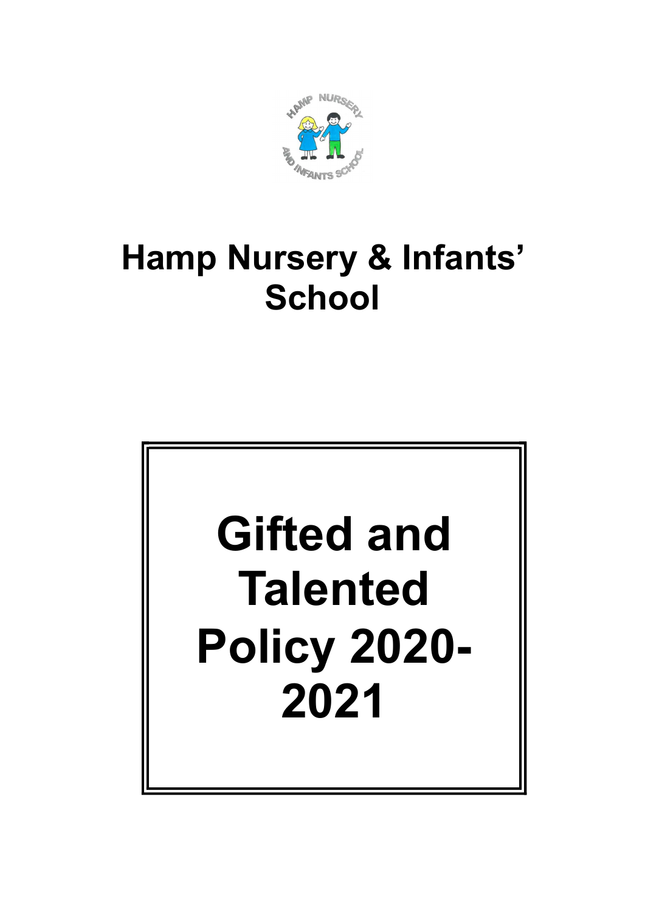# Hamp Nursery & Infants' School

# Gifted and Talented Policy 2020-2021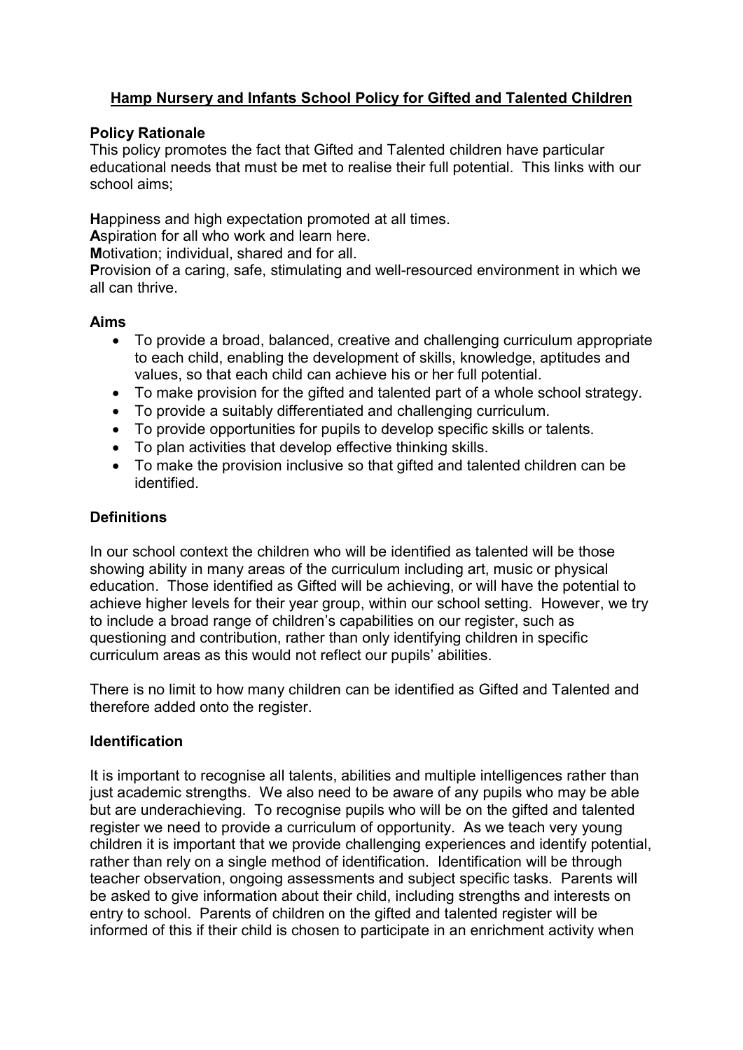## Hamp Nursery and Infants School Policy for Gifted and Talented Children

### Policy Rationale

This policy promotes the fact that Gifted and Talented children have particular educational needs that must be met to realise their full potential. This links with our school aims;

**H**appiness and high expectation promoted at all times.
**A**spiration for all who work and learn here.
**M**otivation; individual, shared and for all.
**P**rovision of a caring, safe, stimulating and well-resourced environment in which we all can thrive.

### Aims

- To provide a broad, balanced, creative and challenging curriculum appropriate to each child, enabling the development of skills, knowledge, aptitudes and values, so that each child can achieve his or her full potential.
- To make provision for the gifted and talented part of a whole school strategy.
- To provide a suitably differentiated and challenging curriculum.
- To provide opportunities for pupils to develop specific skills or talents.
- To plan activities that develop effective thinking skills.
- To make the provision inclusive so that gifted and talented children can be identified.

### Definitions

In our school context the children who will be identified as talented will be those showing ability in many areas of the curriculum including art, music or physical education. Those identified as Gifted will be achieving, or will have the potential to achieve higher levels for their year group, within our school setting. However, we try to include a broad range of children's capabilities on our register, such as questioning and contribution, rather than only identifying children in specific curriculum areas as this would not reflect our pupils' abilities.

There is no limit to how many children can be identified as Gifted and Talented and therefore added onto the register.

### Identification

It is important to recognise all talents, abilities and multiple intelligences rather than just academic strengths. We also need to be aware of any pupils who may be able but are underachieving. To recognise pupils who will be on the gifted and talented register we need to provide a curriculum of opportunity. As we teach very young children it is important that we provide challenging experiences and identify potential, rather than rely on a single method of identification. Identification will be through teacher observation, ongoing assessments and subject specific tasks. Parents will be asked to give information about their child, including strengths and interests on entry to school. Parents of children on the gifted and talented register will be informed of this if their child is chosen to participate in an enrichment activity when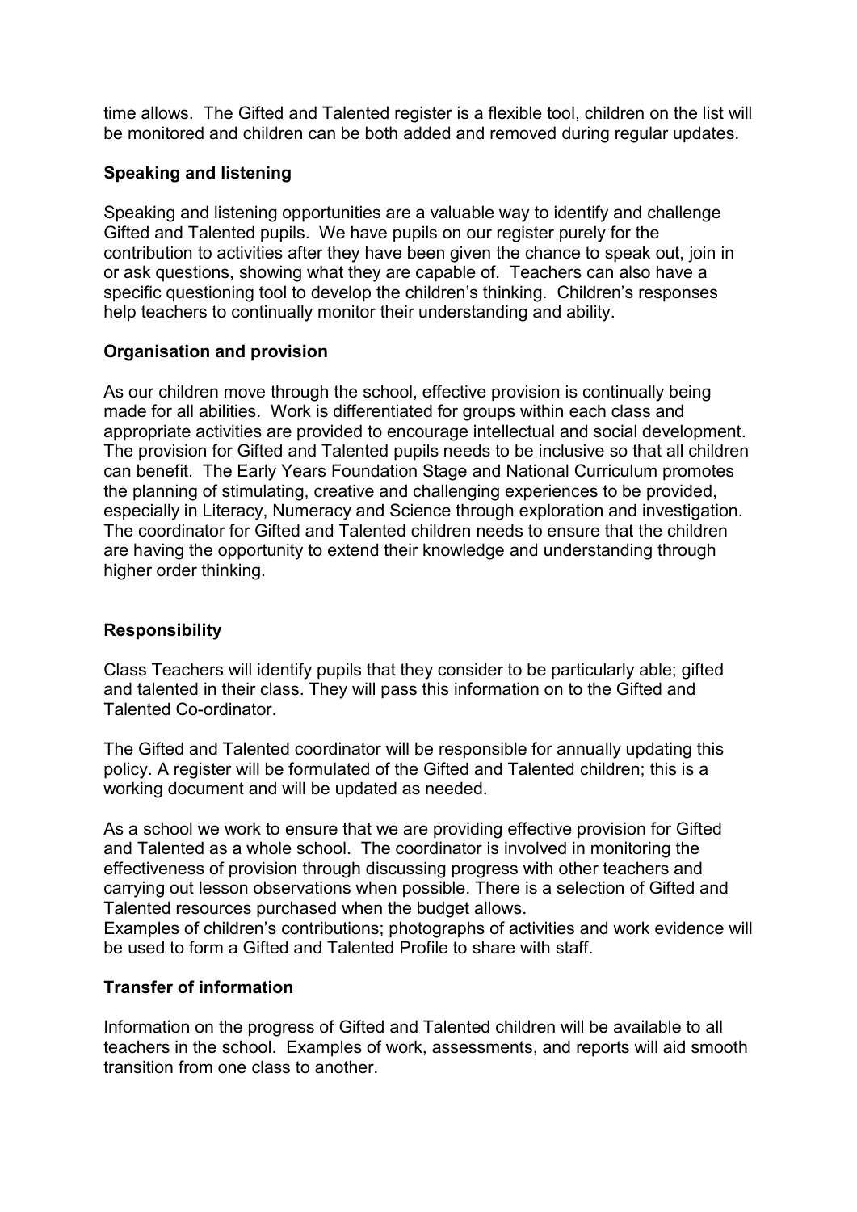time allows. The Gifted and Talented register is a flexible tool, children on the list will be monitored and children can be both added and removed during regular updates.

**Speaking and listening**

Speaking and listening opportunities are a valuable way to identify and challenge Gifted and Talented pupils. We have pupils on our register purely for the contribution to activities after they have been given the chance to speak out, join in or ask questions, showing what they are capable of. Teachers can also have a specific questioning tool to develop the children's thinking. Children's responses help teachers to continually monitor their understanding and ability.

**Organisation and provision**

As our children move through the school, effective provision is continually being made for all abilities. Work is differentiated for groups within each class and appropriate activities are provided to encourage intellectual and social development. The provision for Gifted and Talented pupils needs to be inclusive so that all children can benefit. The Early Years Foundation Stage and National Curriculum promotes the planning of stimulating, creative and challenging experiences to be provided, especially in Literacy, Numeracy and Science through exploration and investigation. The coordinator for Gifted and Talented children needs to ensure that the children are having the opportunity to extend their knowledge and understanding through higher order thinking.

**Responsibility**

Class Teachers will identify pupils that they consider to be particularly able; gifted and talented in their class. They will pass this information on to the Gifted and Talented Co-ordinator.

The Gifted and Talented coordinator will be responsible for annually updating this policy. A register will be formulated of the Gifted and Talented children; this is a working document and will be updated as needed.

As a school we work to ensure that we are providing effective provision for Gifted and Talented as a whole school. The coordinator is involved in monitoring the effectiveness of provision through discussing progress with other teachers and carrying out lesson observations when possible. There is a selection of Gifted and Talented resources purchased when the budget allows.
Examples of children's contributions; photographs of activities and work evidence will be used to form a Gifted and Talented Profile to share with staff.

**Transfer of information**

Information on the progress of Gifted and Talented children will be available to all teachers in the school. Examples of work, assessments, and reports will aid smooth transition from one class to another.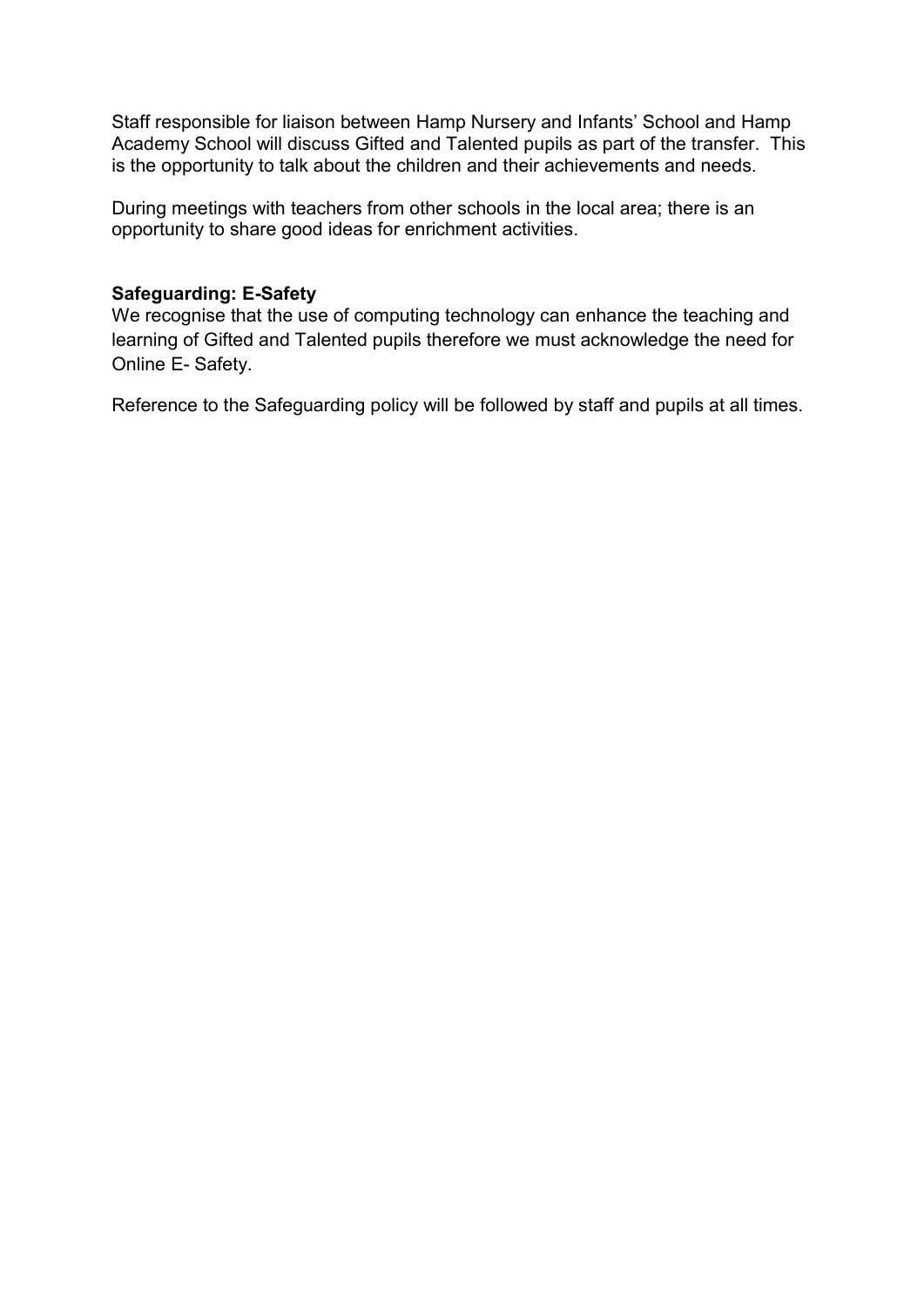Staff responsible for liaison between Hamp Nursery and Infants' School and Hamp Academy School will discuss Gifted and Talented pupils as part of the transfer. This is the opportunity to talk about the children and their achievements and needs.

During meetings with teachers from other schools in the local area; there is an opportunity to share good ideas for enrichment activities.

**Safeguarding: E-Safety**

We recognise that the use of computing technology can enhance the teaching and learning of Gifted and Talented pupils therefore we must acknowledge the need for Online E- Safety.

Reference to the Safeguarding policy will be followed by staff and pupils at all times.